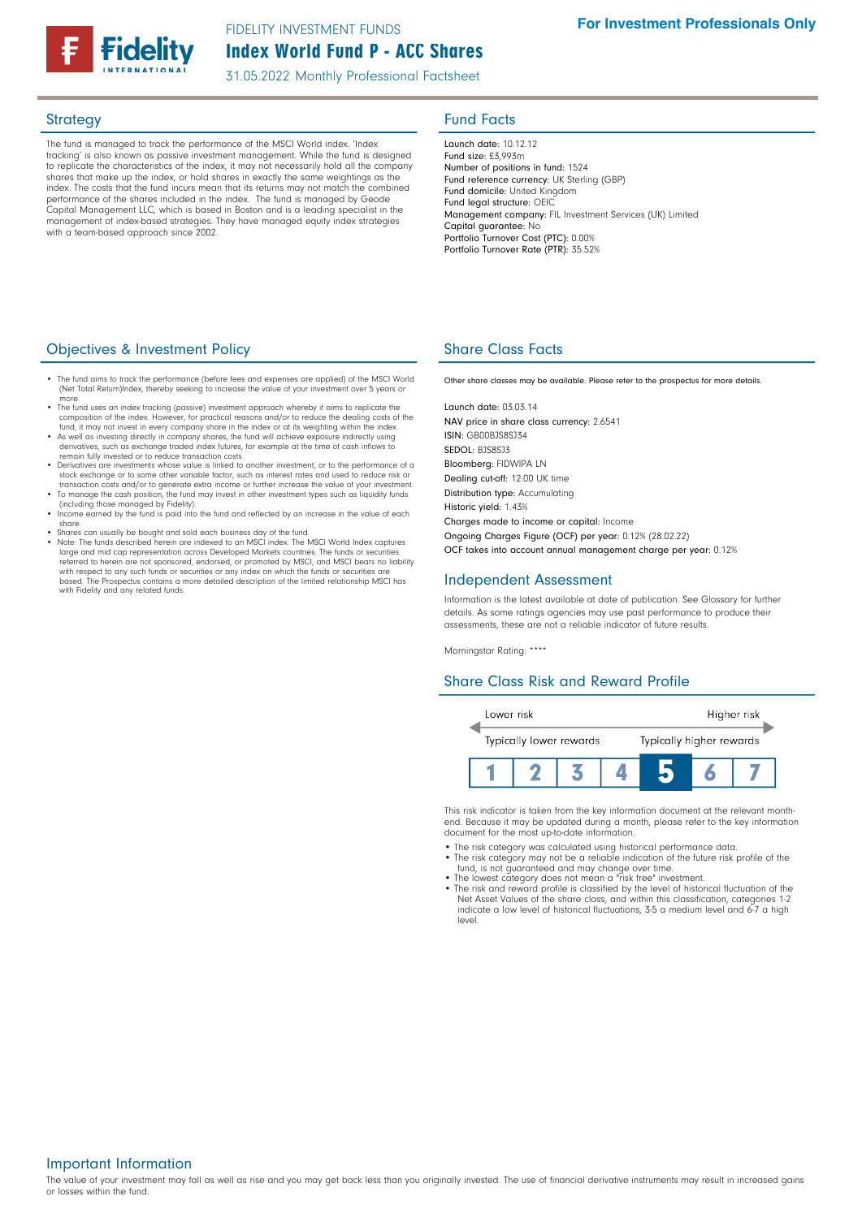FIDELITY INVESTMENT FUNDS

# Index World Fund P - ACC Shares

31.05.2022 Monthly Professional Factsheet

**For Investment Professionals Only**

## Strategy

The fund is managed to track the performance of the MSCI World index. 'Index tracking' is also known as passive investment management. While the fund is designed to replicate the characteristics of the index, it may not necessarily hold all the company shares that make up the index, or hold shares in exactly the same weightings as the index. The costs that the fund incurs mean that its returns may not match the combined performance of the shares included in the index. The fund is managed by Geode Capital Management LLC, which is based in Boston and is a leading specialist in the management of index-based strategies. They have managed equity index strategies with a team-based approach since 2002.

## Fund Facts

Launch date: 10.12.12
Fund size: £3,993m
Number of positions in fund: 1524
Fund reference currency: UK Sterling (GBP)
Fund domicile: United Kingdom
Fund legal structure: OEIC
Management company: FIL Investment Services (UK) Limited
Capital guarantee: No
Portfolio Turnover Cost (PTC): 0.00%
Portfolio Turnover Rate (PTR): 35.52%

## Objectives & Investment Policy

- The fund aims to track the performance (before fees and expenses are applied) of the MSCI World (Net Total Return)Index, thereby seeking to increase the value of your investment over 5 years or more.
- The fund uses an index tracking (passive) investment approach whereby it aims to replicate the composition of the index. However, for practical reasons and/or to reduce the dealing costs of the fund, it may not invest in every company share in the index or at its weighting within the index.
- As well as investing directly in company shares, the fund will achieve exposure indirectly using derivatives, such as exchange traded index futures, for example at the time of cash inflows to remain fully invested or to reduce transaction costs.
- Derivatives are investments whose value is linked to another investment, or to the performance of a stock exchange or to some other variable factor, such as interest rates and used to reduce risk or transaction costs and/or to generate extra income or further increase the value of your investment.
- To manage the cash position, the fund may invest in other investment types such as liquidity funds (including those managed by Fidelity).
- Income earned by the fund is paid into the fund and reflected by an increase in the value of each share.
- Shares can usually be bought and sold each business day of the fund.
- Note: The funds described herein are indexed to an MSCI index. The MSCI World Index captures large and mid cap representation across Developed Markets countries. The funds or securities referred to herein are not sponsored, endorsed, or promoted by MSCI, and MSCI bears no liability with respect to any such funds or securities or any index on which the funds or securities are based. The Prospectus contains a more detailed description of the limited relationship MSCI has with Fidelity and any related funds.

## Share Class Facts

Other share classes may be available. Please refer to the prospectus for more details.

Launch date: 03.03.14
NAV price in share class currency: 2.6541
ISIN: GB00BJS8SJ34
SEDOL: BJS8SJ3
Bloomberg: FIDWIPA LN
Dealing cut-off: 12:00 UK time
Distribution type: Accumulating
Historic yield: 1.43%
Charges made to income or capital: Income
Ongoing Charges Figure (OCF) per year: 0.12% (28.02.22)
OCF takes into account annual management charge per year: 0.12%

## Independent Assessment

Information is the latest available at date of publication. See Glossary for further details. As some ratings agencies may use past performance to produce their assessments, these are not a reliable indicator of future results.

Morningstar Rating: ****

## Share Class Risk and Reward Profile

Lower risk
Higher risk
Typically lower rewards
Typically higher rewards
1 2 3 4 5 6 7

This risk indicator is taken from the key information document at the relevant month-end. Because it may be updated during a month, please refer to the key information document for the most up-to-date information.

- The risk category was calculated using historical performance data.
- The risk category may not be a reliable indication of the future risk profile of the fund, is not guaranteed and may change over time.
- The lowest category does not mean a "risk free" investment.
- The risk and reward profile is classified by the level of historical fluctuation of the Net Asset Values of the share class, and within this classification, categories 1-2 indicate a low level of historical fluctuations, 3-5 a medium level and 6-7 a high level.

## Important Information

The value of your investment may fall as well as rise and you may get back less than you originally invested. The use of financial derivative instruments may result in increased gains or losses within the fund.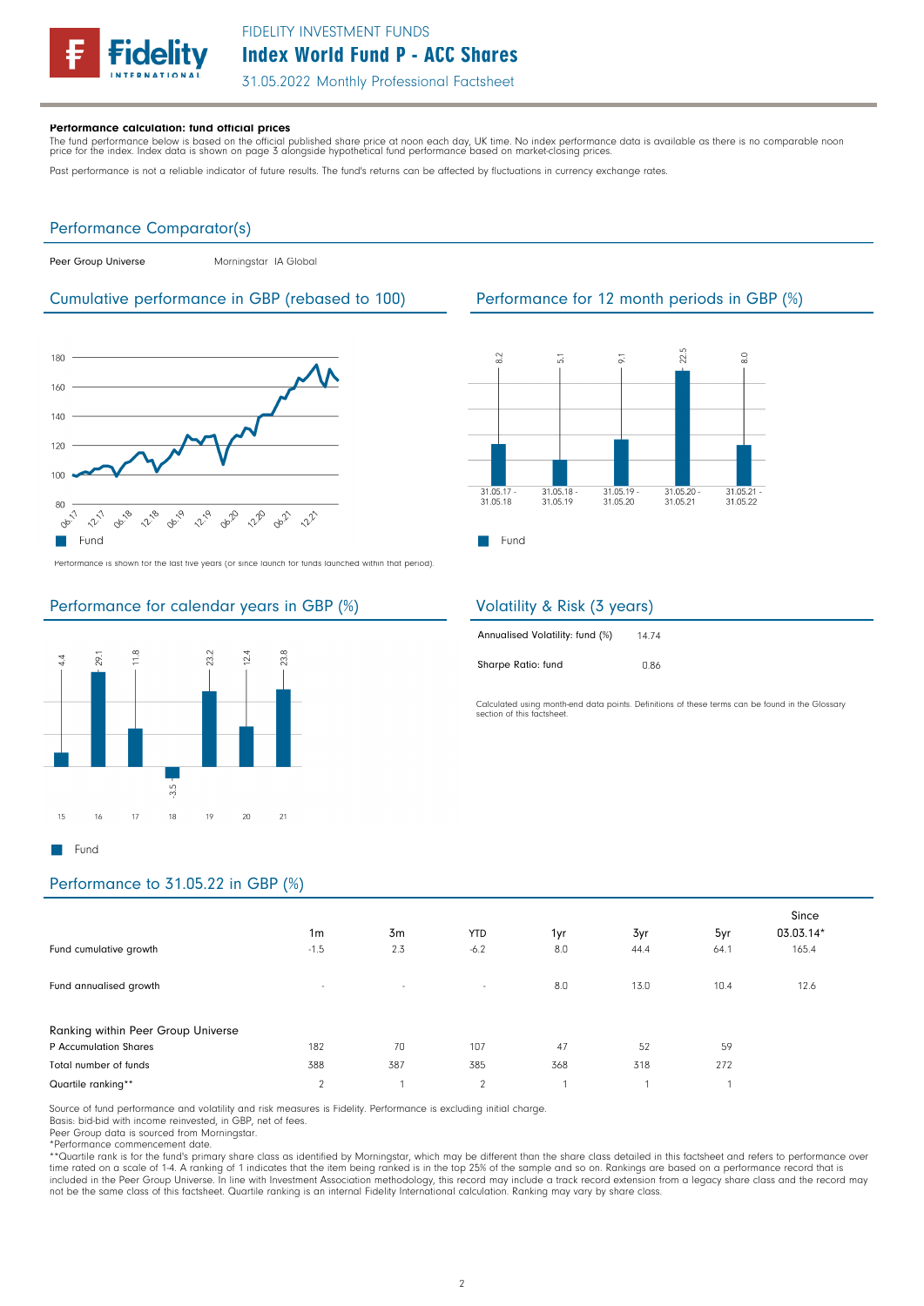**Performance calculation: fund official prices**

The fund performance below is based on the official published share price at noon each day, UK time. No index performance data is available as there is no comparable noon price for the index. Index data is shown on page 3 alongside hypothetical fund performance based on market-closing prices.

Past performance is not a reliable indicator of future results. The fund's returns can be affected by fluctuations in currency exchange rates.

## Performance Comparator(s)

Peer Group Universe Morningstar IA Global

## Cumulative performance in GBP (rebased to 100)

180
160
140
120
100
80
06.17 12.17 06.18 12.18 06.19 12.19 06.20 12.20 06.21 12.21

Fund

Performance is shown for the last five years (or since launch for funds launched within that period).

## Performance for 12 month periods in GBP (%)

8.2 5.1 9.1 22.5 8.0

31.05.17 - 31.05.18
31.05.18 - 31.05.19
31.05.19 - 31.05.20
31.05.20 - 31.05.21
31.05.21 - 31.05.22

Fund

## Performance for calendar years in GBP (%)

4.4 29.1 11.8 -3.5 23.2 12.4 23.8

15 16 17 18 19 20 21

Fund

## Volatility & Risk (3 years)

| | |
|---|---|
| Annualised Volatility: fund (%) | 14.74 |
| Sharpe Ratio: fund | 0.86 |

Calculated using month-end data points. Definitions of these terms can be found in the Glossary section of this factsheet.

## Performance to 31.05.22 in GBP (%)

| | 1m | 3m | YTD | 1yr | 3yr | 5yr | Since 03.03.14* |
|---|---|---|---|---|---|---|---|
| Fund cumulative growth | -1.5 | 2.3 | -6.2 | 8.0 | 44.4 | 64.1 | 165.4 |
| Fund annualised growth | - | - | - | 8.0 | 13.0 | 10.4 | 12.6 |
| **Ranking within Peer Group Universe** | | | | | | | |
| P Accumulation Shares | 182 | 70 | 107 | 47 | 52 | 59 | |
| Total number of funds | 388 | 387 | 385 | 368 | 318 | 272 | |
| Quartile ranking** | 2 | 1 | 2 | 1 | 1 | 1 | |

Source of fund performance and volatility and risk measures is Fidelity. Performance is excluding initial charge.
Basis: bid-bid with income reinvested, in GBP, net of fees.
Peer Group data is sourced from Morningstar.
*Performance commencement date.
**Quartile rank is for the fund's primary share class as identified by Morningstar, which may be different than the share class detailed in this factsheet and refers to performance over time rated on a scale of 1-4. A ranking of 1 indicates that the item being ranked is in the top 25% of the sample and so on. Rankings are based on a performance record that is included in the Peer Group Universe. In line with Investment Association methodology, this record may include a track record extension from a legacy share class and the record may not be the same class of this factsheet. Quartile ranking is an internal Fidelity International calculation. Ranking may vary by share class.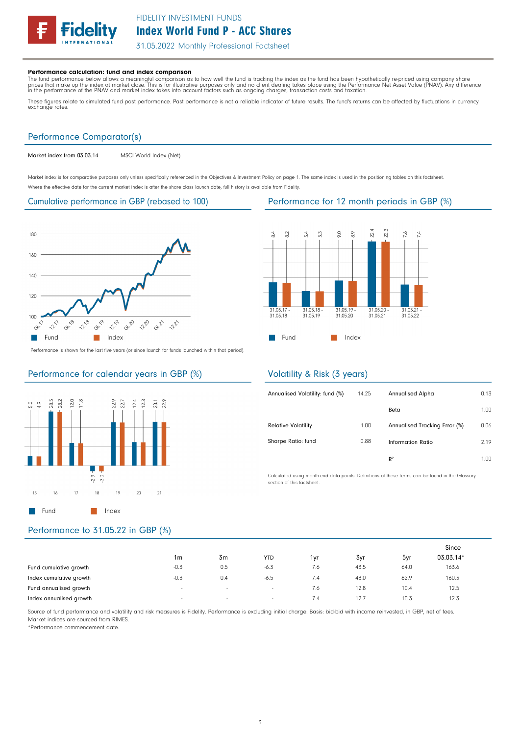FIDELITY INVESTMENT FUNDS

# Index World Fund P - ACC Shares

31.05.2022 Monthly Professional Factsheet

**Performance calculation: fund and index comparison**

The fund performance below allows a meaningful comparison as to how well the fund is tracking the index as the fund has been hypothetically re-priced using company share prices that make up the index at market close. This is for illustrative purposes only and no client dealing takes place using the Performance Net Asset Value (PNAV). Any difference in the performance of the PNAV and market index takes into account factors such as ongoing charges, transaction costs and taxation.

These figures relate to simulated fund past performance. Past performance is not a reliable indicator of future results. The fund's returns can be affected by fluctuations in currency exchange rates.

## Performance Comparator(s)

Market index from 03.03.14 MSCI World Index (Net)

Market index is for comparative purposes only unless specifically referenced in the Objectives & Investment Policy on page 1. The same index is used in the positioning tables on this factsheet.

Where the effective date for the current market index is after the share class launch date, full history is available from Fidelity.

## Cumulative performance in GBP (rebased to 100)

180
160
140
120
100
06.17 12.17 06.18 12.18 06.19 12.19 06.20 12.20 06.21 12.21
Fund Index

Performance is shown for the last five years (or since launch for funds launched within that period).

## Performance for 12 month periods in GBP (%)

8.4 8.2 5.4 5.3 9.0 8.9 22.4 22.3 7.6 7.4
31.05.17 - 31.05.18
31.05.18 - 31.05.19
31.05.19 - 31.05.20
31.05.20 - 31.05.21
31.05.21 - 31.05.22
Fund Index

## Performance for calendar years in GBP (%)

5.0 4.9 28.5 28.2 12.0 11.8 -2.9 -3.0 22.9 22.7 12.4 12.3 23.1 22.9
15 16 17 18 19 20 21
Fund Index

## Volatility & Risk (3 years)

| | | | |
|---|---|---|---|
| Annualised Volatility: fund (%) | 14.25 | Annualised Alpha | 0.13 |
| | | Beta | 1.00 |
| Relative Volatility | 1.00 | Annualised Tracking Error (%) | 0.06 |
| Sharpe Ratio: fund | 0.88 | Information Ratio | 2.19 |
| | | $R^2$ | 1.00 |

Calculated using month-end data points. Definitions of these terms can be found in the Glossary section of this factsheet.

## Performance to 31.05.22 in GBP (%)

| | 1m | 3m | YTD | 1yr | 3yr | 5yr | Since 03.03.14* |
|---|---|---|---|---|---|---|---|
| Fund cumulative growth | -0.3 | 0.5 | -6.3 | 7.6 | 43.5 | 64.0 | 163.6 |
| Index cumulative growth | -0.3 | 0.4 | -6.5 | 7.4 | 43.0 | 62.9 | 160.3 |
| Fund annualised growth | - | - | - | 7.6 | 12.8 | 10.4 | 12.5 |
| Index annualised growth | - | - | - | 7.4 | 12.7 | 10.3 | 12.3 |

Source of fund performance and volatility and risk measures is Fidelity. Performance is excluding initial charge. Basis: bid-bid with income reinvested, in GBP, net of fees.
Market indices are sourced from RIMES.
*Performance commencement date.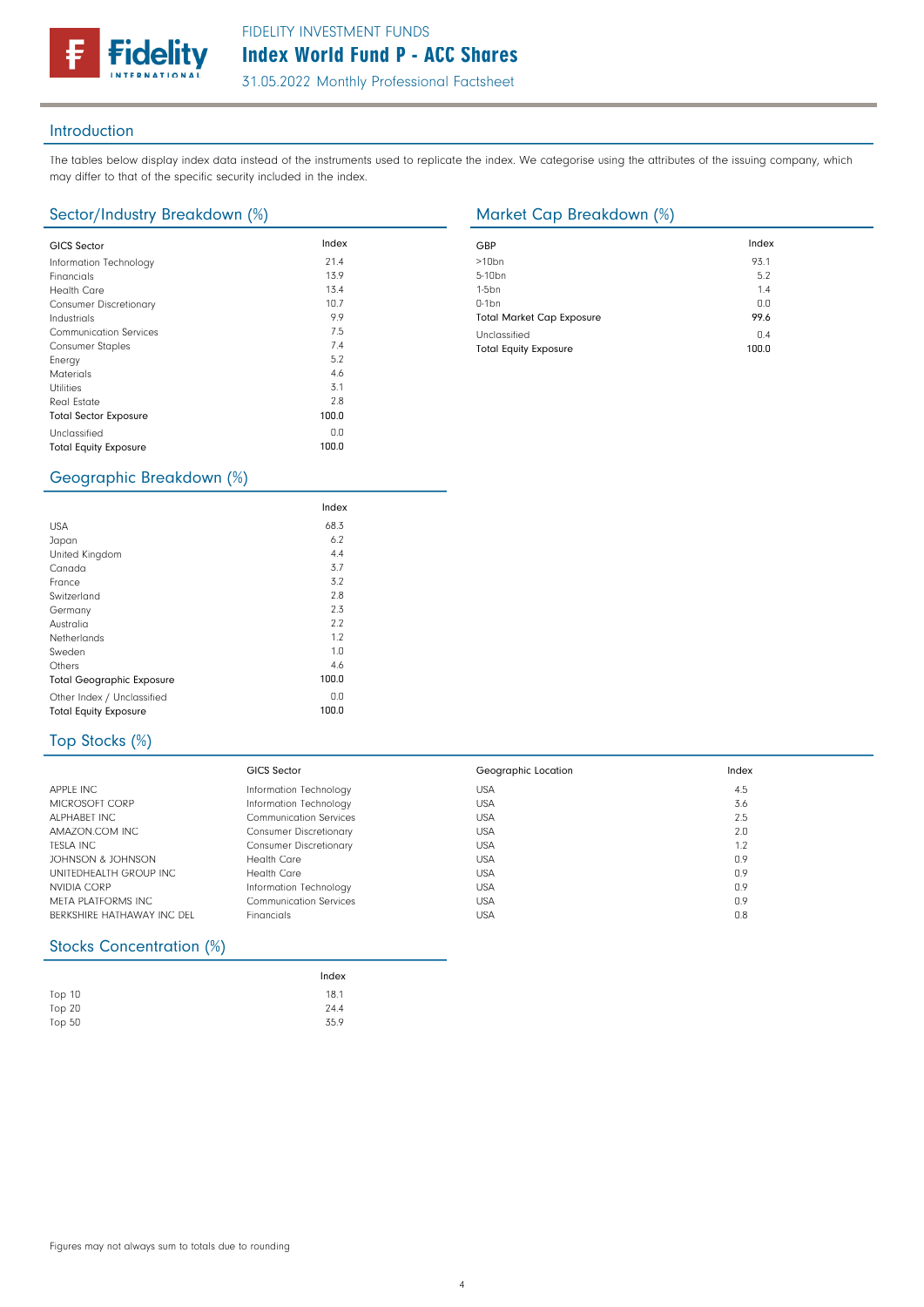FIDELITY INVESTMENT FUNDS

# Index World Fund P - ACC Shares

31.05.2022 Monthly Professional Factsheet

## Introduction

The tables below display index data instead of the instruments used to replicate the index. We categorise using the attributes of the issuing company, which may differ to that of the specific security included in the index.

## Sector/Industry Breakdown (%)

| GICS Sector | Index |
|---|---|
| Information Technology | 21.4 |
| Financials | 13.9 |
| Health Care | 13.4 |
| Consumer Discretionary | 10.7 |
| Industrials | 9.9 |
| Communication Services | 7.5 |
| Consumer Staples | 7.4 |
| Energy | 5.2 |
| Materials | 4.6 |
| Utilities | 3.1 |
| Real Estate | 2.8 |
| **Total Sector Exposure** | **100.0** |
| Unclassified | 0.0 |
| **Total Equity Exposure** | **100.0** |

## Market Cap Breakdown (%)

| GBP | Index |
|---|---|
| >10bn | 93.1 |
| 5-10bn | 5.2 |
| 1-5bn | 1.4 |
| 0-1bn | 0.0 |
| **Total Market Cap Exposure** | **99.6** |
| Unclassified | 0.4 |
| **Total Equity Exposure** | **100.0** |

## Geographic Breakdown (%)

| | Index |
|---|---|
| USA | 68.3 |
| Japan | 6.2 |
| United Kingdom | 4.4 |
| Canada | 3.7 |
| France | 3.2 |
| Switzerland | 2.8 |
| Germany | 2.3 |
| Australia | 2.2 |
| Netherlands | 1.2 |
| Sweden | 1.0 |
| Others | 4.6 |
| **Total Geographic Exposure** | **100.0** |
| Other Index / Unclassified | 0.0 |
| **Total Equity Exposure** | **100.0** |

## Top Stocks (%)

| | GICS Sector | Geographic Location | Index |
|---|---|---|---|
| APPLE INC | Information Technology | USA | 4.5 |
| MICROSOFT CORP | Information Technology | USA | 3.6 |
| ALPHABET INC | Communication Services | USA | 2.5 |
| AMAZON.COM INC | Consumer Discretionary | USA | 2.0 |
| TESLA INC | Consumer Discretionary | USA | 1.2 |
| JOHNSON & JOHNSON | Health Care | USA | 0.9 |
| UNITEDHEALTH GROUP INC | Health Care | USA | 0.9 |
| NVIDIA CORP | Information Technology | USA | 0.9 |
| META PLATFORMS INC | Communication Services | USA | 0.9 |
| BERKSHIRE HATHAWAY INC DEL | Financials | USA | 0.8 |

## Stocks Concentration (%)

| | Index |
|---|---|
| Top 10 | 18.1 |
| Top 20 | 24.4 |
| Top 50 | 35.9 |

Figures may not always sum to totals due to rounding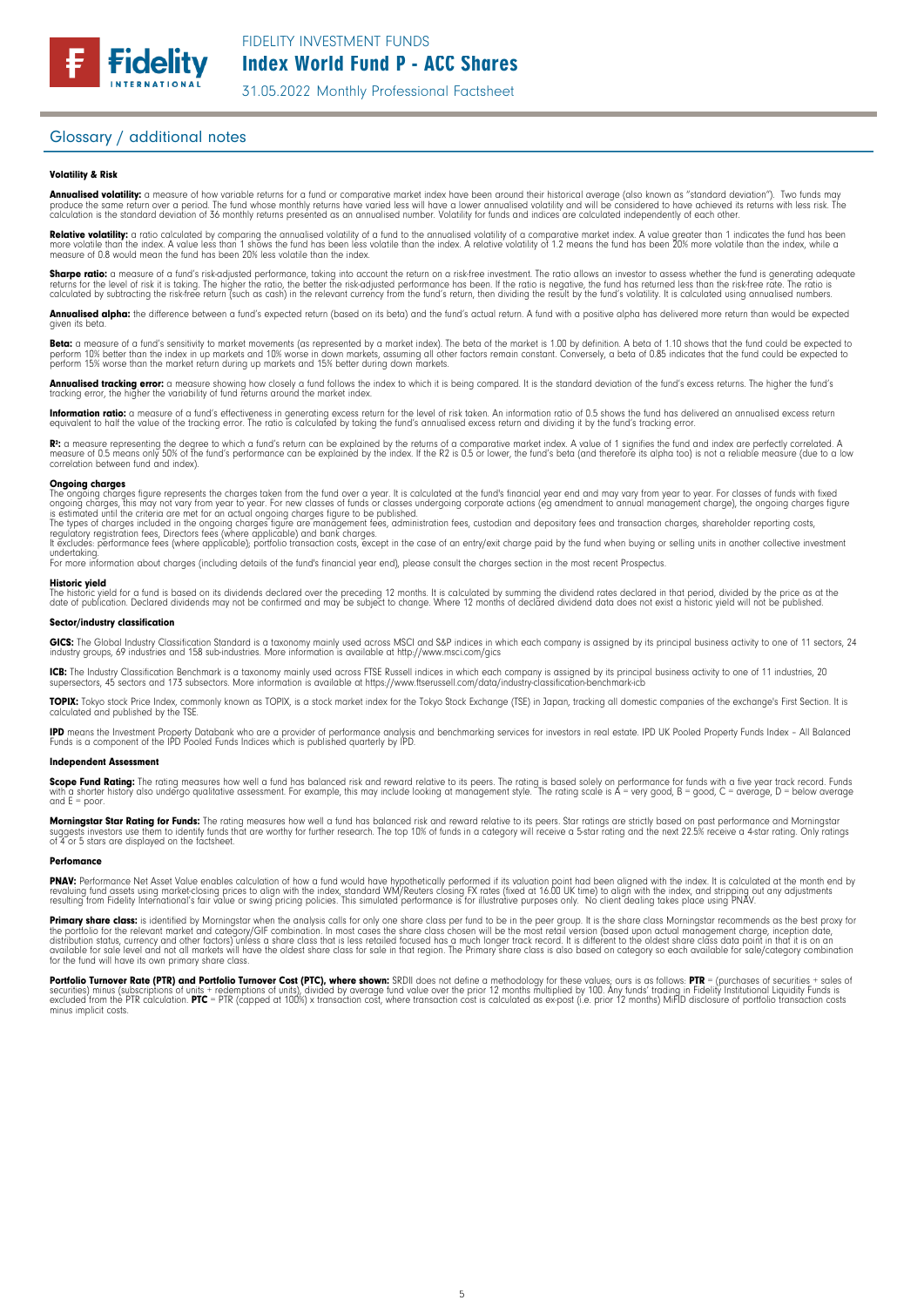## Glossary / additional notes

#### Volatility & Risk

**Annualised volatility:** a measure of how variable returns for a fund or comparative market index have been around their historical average (also known as "standard deviation"). Two funds may produce the same return over a period. The fund whose monthly returns have varied less will have a lower annualised volatility and will be considered to have achieved its returns with less risk. The calculation is the standard deviation of 36 monthly returns presented as an annualised number. Volatility for funds and indices are calculated independently of each other.

**Relative volatility:** a ratio calculated by comparing the annualised volatility of a fund to the annualised volatility of a comparative market index. A value greater than 1 indicates the fund has been more volatile than the index. A value less than 1 shows the fund has been less volatile than the index. A relative volatility of 1.2 means the fund has been 20% more volatile than the index, while a measure of 0.8 would mean the fund has been 20% less volatile than the index.

**Sharpe ratio:** a measure of a fund's risk-adjusted performance, taking into account the return on a risk-free investment. The ratio allows an investor to assess whether the fund is generating adequate returns for the level of risk it is taking. The higher the ratio, the better the risk-adjusted performance has been. If the ratio is negative, the fund has returned less than the risk-free rate. The ratio is calculated by subtracting the risk-free return (such as cash) in the relevant currency from the fund's return, then dividing the result by the fund's volatility. It is calculated using annualised numbers.

**Annualised alpha:** the difference between a fund's expected return (based on its beta) and the fund's actual return. A fund with a positive alpha has delivered more return than would be expected given its beta.

**Beta:** a measure of a fund's sensitivity to market movements (as represented by a market index). The beta of the market is 1.00 by definition. A beta of 1.10 shows that the fund could be expected to perform 10% better than the index in up markets and 10% worse in down markets, assuming all other factors remain constant. Conversely, a beta of 0.85 indicates that the fund could be expected to perform 15% worse than the market return during up markets and 15% better during down markets.

**Annualised tracking error:** a measure showing how closely a fund follows the index to which it is being compared. It is the standard deviation of the fund's excess returns. The higher the fund's tracking error, the higher the variability of fund returns around the market index.

**Information ratio:** a measure of a fund's effectiveness in generating excess return for the level of risk taken. An information ratio of 0.5 shows the fund has delivered an annualised excess return equivalent to half the value of the tracking error. The ratio is calculated by taking the fund's annualised excess return and dividing it by the fund's tracking error.

**$R^2$:** a measure representing the degree to which a fund's return can be explained by the returns of a comparative market index. A value of 1 signifies the fund and index are perfectly correlated. A measure of 0.5 means only 50% of the fund's performance can be explained by the index. If the R2 is 0.5 or lower, the fund's beta (and therefore its alpha too) is not a reliable measure (due to a low correlation between fund and index).

**Ongoing charges**
The ongoing charges figure represents the charges taken from the fund over a year. It is calculated at the fund's financial year end and may vary from year to year. For classes of funds with fixed ongoing charges, this may not vary from year to year. For new classes of funds or classes undergoing corporate actions (eg amendment to annual management charge), the ongoing charges figure is estimated until the criteria are met for an actual ongoing charges figure to be published.
The types of charges included in the ongoing charges figure are management fees, administration fees, custodian and depositary fees and transaction charges, shareholder reporting costs, regulatory registration fees, Directors fees (where applicable) and bank charges.
It excludes: performance fees (where applicable); portfolio transaction costs, except in the case of an entry/exit charge paid by the fund when buying or selling units in another collective investment undertaking.
For more information about charges (including details of the fund's financial year end), please consult the charges section in the most recent Prospectus.

**Historic yield**
The historic yield for a fund is based on its dividends declared over the preceding 12 months. It is calculated by summing the dividend rates declared in that period, divided by the price as at the date of publication. Declared dividends may not be confirmed and may be subject to change. Where 12 months of declared dividend data does not exist a historic yield will not be published.

#### Sector/industry classification

**GICS:** The Global Industry Classification Standard is a taxonomy mainly used across MSCI and S&P indices in which each company is assigned by its principal business activity to one of 11 sectors, 24 industry groups, 69 industries and 158 sub-industries. More information is available at http://www.msci.com/gics

**ICB:** The Industry Classification Benchmark is a taxonomy mainly used across FTSE Russell indices in which each company is assigned by its principal business activity to one of 11 industries, 20 supersectors, 45 sectors and 173 subsectors. More information is available at https://www.ftserussell.com/data/industry-classification-benchmark-icb

**TOPIX:** Tokyo stock Price Index, commonly known as TOPIX, is a stock market index for the Tokyo Stock Exchange (TSE) in Japan, tracking all domestic companies of the exchange's First Section. It is calculated and published by the TSE.

**IPD** means the Investment Property Databank who are a provider of performance analysis and benchmarking services for investors in real estate. IPD UK Pooled Property Funds Index – All Balanced Funds is a component of the IPD Pooled Funds Indices which is published quarterly by IPD.

#### Independent Assessment

**Scope Fund Rating:** The rating measures how well a fund has balanced risk and reward relative to its peers. The rating is based solely on performance for funds with a five year track record. Funds with a shorter history also undergo qualitative assessment. For example, this may include looking at management style. The rating scale is A = very good, B = good, C = average, D = below average and E = poor.

**Morningstar Star Rating for Funds:** The rating measures how well a fund has balanced risk and reward relative to its peers. Star ratings are strictly based on past performance and Morningstar suggests investors use them to identify funds that are worthy for further research. The top 10% of funds in a category will receive a 5-star rating and the next 22.5% receive a 4-star rating. Only ratings of 4 or 5 stars are displayed on the factsheet.

#### Perfomance

**PNAV:** Performance Net Asset Value enables calculation of how a fund would have hypothetically performed if its valuation point had been aligned with the index. It is calculated at the month end by revaluing fund assets using market-closing prices to align with the index, standard WM/Reuters closing FX rates (fixed at 16.00 UK time) to align with the index, and stripping out any adjustments resulting from Fidelity International's fair value or swing pricing policies. This simulated performance is for illustrative purposes only. No client dealing takes place using PNAV.

**Primary share class:** is identified by Morningstar when the analysis calls for only one share class per fund to be in the peer group. It is the share class Morningstar recommends as the best proxy for the portfolio for the relevant market and category/GIF combination. In most cases the share class chosen will be the most retail version (based upon actual management charge, inception date, distribution status, currency and other factors) unless a share class that is less retailed focused has a much longer track record. It is different to the oldest share class data point in that it is on an available for sale level and not all markets will have the oldest share class for sale in that region. The Primary share class is also based on category so each available for sale/category combination for the fund will have its own primary share class.

**Portfolio Turnover Rate (PTR) and Portfolio Turnover Cost (PTC), where shown:** SRDII does not define a methodology for these values; ours is as follows: **PTR** = (purchases of securities + sales of securities) minus (subscriptions of units + redemptions of units), divided by average fund value over the prior 12 months multiplied by 100. Any funds' trading in Fidelity Institutional Liquidity Funds is excluded from the PTR calculation. **PTC** = PTR (capped at 100%) x transaction cost, where transaction cost is calculated as ex-post (i.e. prior 12 months) MiFID disclosure of portfolio transaction costs minus implicit costs.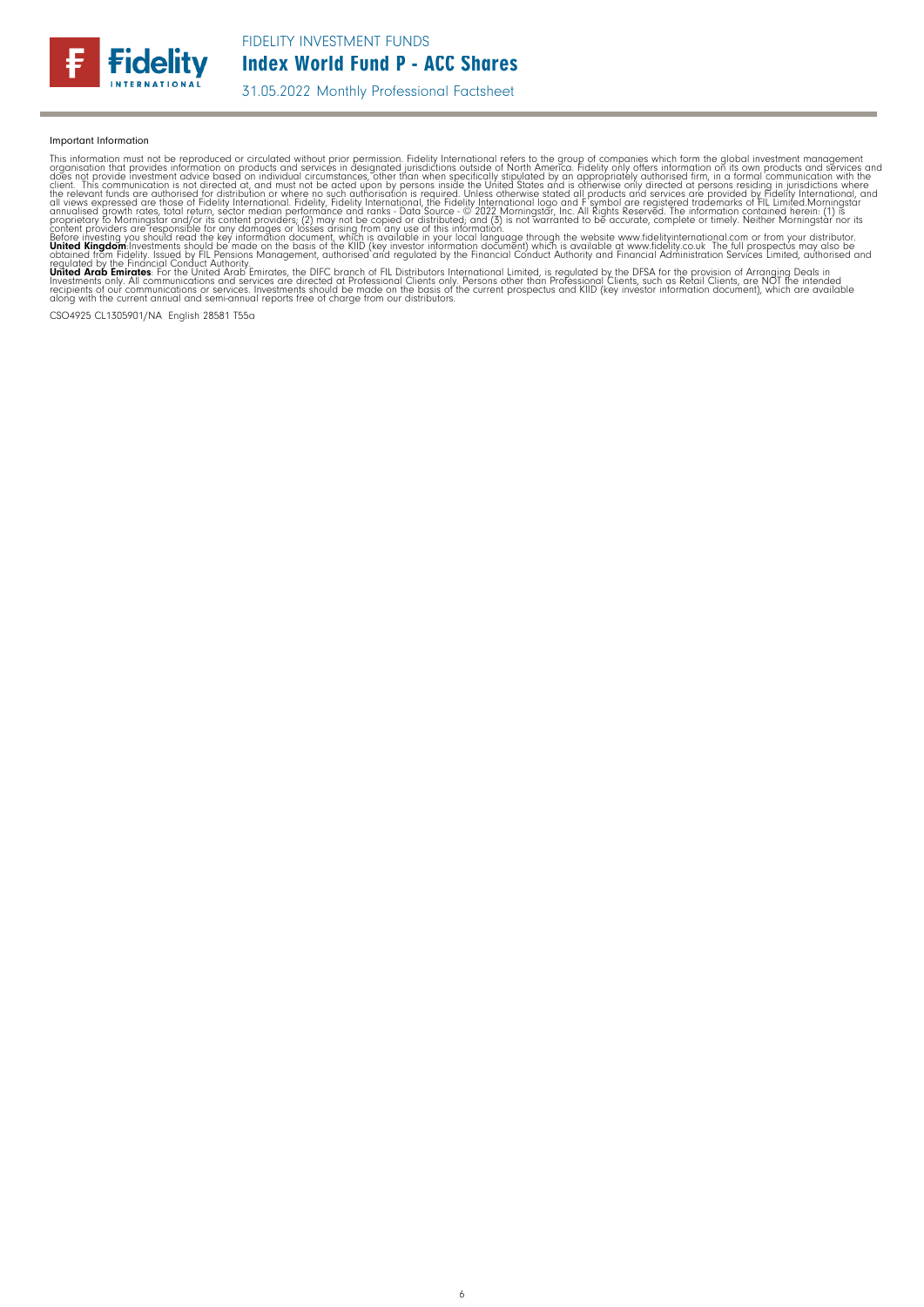#### Important Information

This information must not be reproduced or circulated without prior permission. Fidelity International refers to the group of companies which form the global investment management organisation that provides information on products and services in designated jurisdictions outside of North America. Fidelity only offers information on its own products and services and does not provide investment advice based on individual circumstances, other than when specifically stipulated by an appropriately authorised firm, in a formal communication with the client. This communication is not directed at, and must not be acted upon by persons inside the United States and is otherwise only directed at persons residing in jurisdictions where the relevant funds are authorised for distribution or where no such authorisation is required. Unless otherwise stated all products and services are provided by Fidelity International, and all views expressed are those of Fidelity International. Fidelity, Fidelity International, the Fidelity International logo and F symbol are registered trademarks of FIL Limited.Morningstar annualised growth rates, total return, sector median performance and ranks - Data Source - © 2022 Morningstar, Inc. All Rights Reserved. The information contained herein: (1) is proprietary to Morningstar and/or its content providers; (2) may not be copied or distributed; and (3) is not warranted to be accurate, complete or timely. Neither Morningstar nor its content providers are responsible for any damages or losses arising from any use of this information.
Before investing you should read the key information document, which is available in your local language through the website www.fidelityinternational.com or from your distributor.
**United Kingdom**:Investments should be made on the basis of the KIID (key investor information document) which is available at www.fidelity.co.uk The full prospectus may also be obtained from Fidelity. Issued by FIL Pensions Management, authorised and regulated by the Financial Conduct Authority and Financial Administration Services Limited, authorised and regulated by the Financial Conduct Authority.
**United Arab Emirates**: For the United Arab Emirates, the DIFC branch of FIL Distributors International Limited, is regulated by the DFSA for the provision of Arranging Deals in Investments only. All communications and services are directed at Professional Clients only. Persons other than Professional Clients, such as Retail Clients, are NOT the intended recipients of our communications or services. Investments should be made on the basis of the current prospectus and KIID (key investor information document), which are available along with the current annual and semi-annual reports free of charge from our distributors.

CSO4925 CL1305901/NA English 28581 T55a